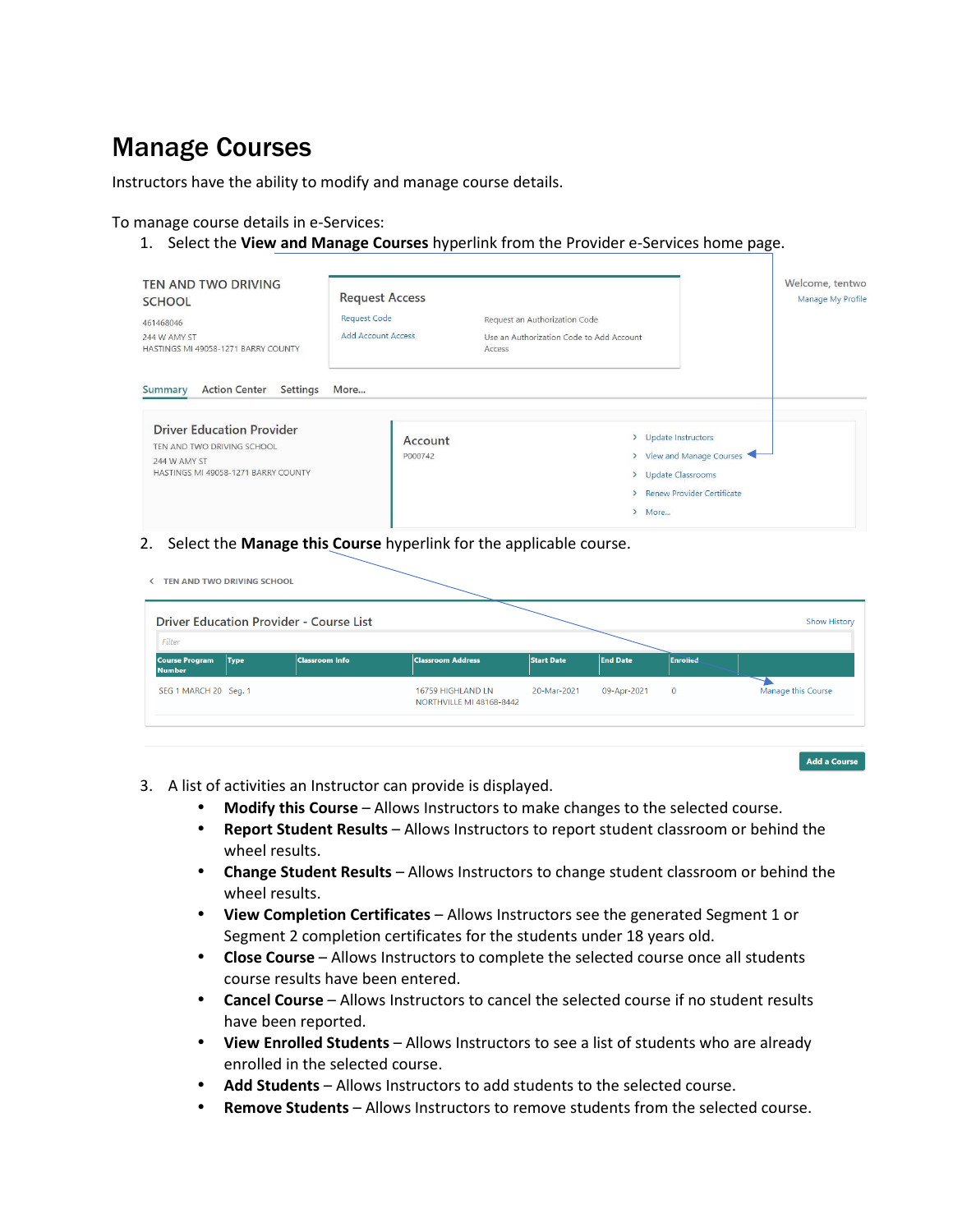# Manage Courses

Instructors have the ability to modify and manage course details.

To manage course details in e-Services:

1. Select the **View and Manage Courses** hyperlink from the Provider e-Services home page.

TEN AND TWO DRIVING SCHOOL
461468046
244 W AMY ST
HASTINGS MI 49058-1271 BARRY COUNTY

Request Access
Request Code — Request an Authorization Code
Add Account Access — Use an Authorization Code to Add Account Access

Welcome, tentwo
Manage My Profile

Summary | Action Center | Settings | More...

Driver Education Provider
TEN AND TWO DRIVING SCHOOL
244 W AMY ST
HASTINGS MI 49058-1271 BARRY COUNTY

Account
P000742

- Update Instructors
- View and Manage Courses
- Update Classrooms
- Renew Provider Certificate
- More...

2. Select the **Manage this Course** hyperlink for the applicable course.

TEN AND TWO DRIVING SCHOOL

Driver Education Provider - Course List — Show History

| Course Program Number | Type | Classroom Info | Classroom Address | Start Date | End Date | Enrolled | |
|---|---|---|---|---|---|---|---|
| SEG 1 MARCH 20 | Seg. 1 | | 16759 HIGHLAND LN NORTHVILLE MI 48168-8442 | 20-Mar-2021 | 09-Apr-2021 | 0 | Manage this Course |

Add a Course

3. A list of activities an Instructor can provide is displayed.
   - **Modify this Course** – Allows Instructors to make changes to the selected course.
   - **Report Student Results** – Allows Instructors to report student classroom or behind the wheel results.
   - **Change Student Results** – Allows Instructors to change student classroom or behind the wheel results.
   - **View Completion Certificates** – Allows Instructors see the generated Segment 1 or Segment 2 completion certificates for the students under 18 years old.
   - **Close Course** – Allows Instructors to complete the selected course once all students course results have been entered.
   - **Cancel Course** – Allows Instructors to cancel the selected course if no student results have been reported.
   - **View Enrolled Students** – Allows Instructors to see a list of students who are already enrolled in the selected course.
   - **Add Students** – Allows Instructors to add students to the selected course.
   - **Remove Students** – Allows Instructors to remove students from the selected course.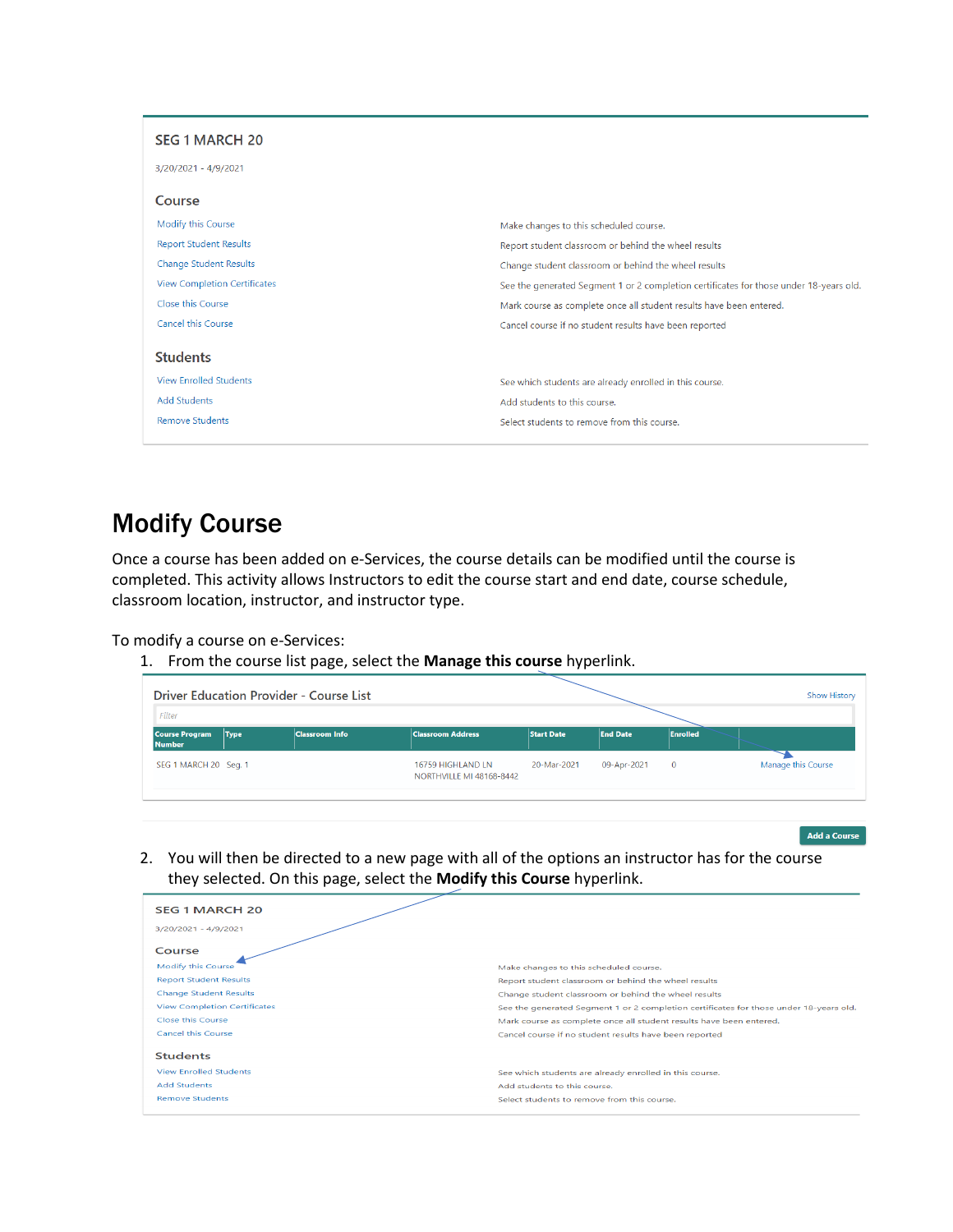### SEG 1 MARCH 20

3/20/2021 - 4/9/2021

**Course**

| | |
|---|---|
| Modify this Course | Make changes to this scheduled course. |
| Report Student Results | Report student classroom or behind the wheel results |
| Change Student Results | Change student classroom or behind the wheel results |
| View Completion Certificates | See the generated Segment 1 or 2 completion certificates for those under 18-years old. |
| Close this Course | Mark course as complete once all student results have been entered. |
| Cancel this Course | Cancel course if no student results have been reported |

**Students**

| | |
|---|---|
| View Enrolled Students | See which students are already enrolled in this course. |
| Add Students | Add students to this course. |
| Remove Students | Select students to remove from this course. |

# Modify Course

Once a course has been added on e-Services, the course details can be modified until the course is completed. This activity allows Instructors to edit the course start and end date, course schedule, classroom location, instructor, and instructor type.

To modify a course on e-Services:

1. From the course list page, select the **Manage this course** hyperlink.

   Driver Education Provider - Course List — Show History

   Filter

   | Course Program Number | Type | Classroom Info | Classroom Address | Start Date | End Date | Enrolled | |
   |---|---|---|---|---|---|---|---|
   | SEG 1 MARCH 20 | Seg. 1 | | 16759 HIGHLAND LN NORTHVILLE MI 48168-8442 | 20-Mar-2021 | 09-Apr-2021 | 0 | Manage this Course |

   Add a Course

2. You will then be directed to a new page with all of the options an instructor has for the course they selected. On this page, select the **Modify this Course** hyperlink.

   SEG 1 MARCH 20

   3/20/2021 - 4/9/2021

   **Course**

   | | |
   |---|---|
   | Modify this Course | Make changes to this scheduled course. |
   | Report Student Results | Report student classroom or behind the wheel results |
   | Change Student Results | Change student classroom or behind the wheel results |
   | View Completion Certificates | See the generated Segment 1 or 2 completion certificates for those under 18-years old. |
   | Close this Course | Mark course as complete once all student results have been entered. |
   | Cancel this Course | Cancel course if no student results have been reported |

   **Students**

   | | |
   |---|---|
   | View Enrolled Students | See which students are already enrolled in this course. |
   | Add Students | Add students to this course. |
   | Remove Students | Select students to remove from this course. |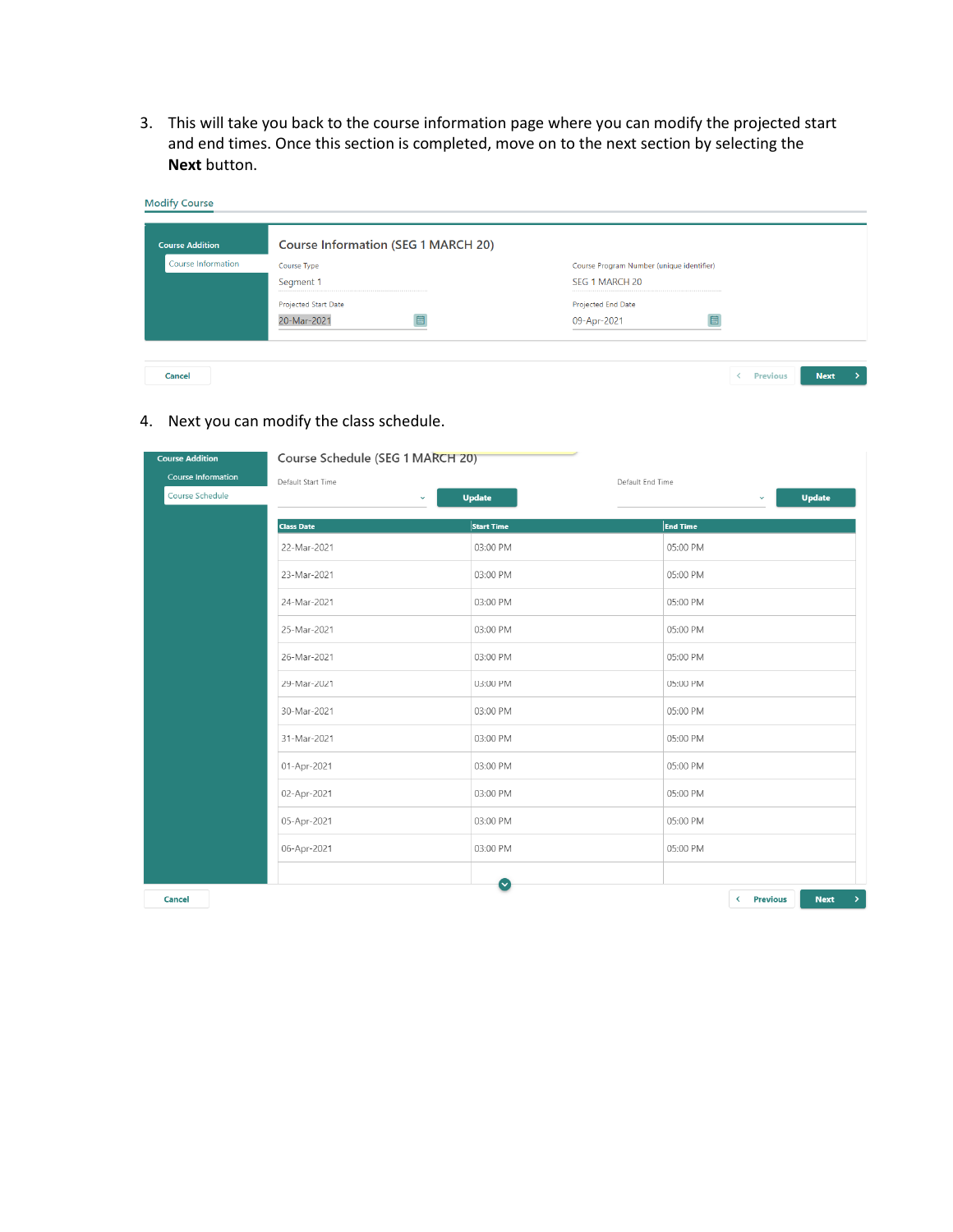3. This will take you back to the course information page where you can modify the projected start and end times. Once this section is completed, move on to the next section by selecting the **Next** button.

Modify Course

Course Addition

Course Information

Course Information (SEG 1 MARCH 20)

Course Type: Segment 1

Course Program Number (unique identifier): SEG 1 MARCH 20

Projected Start Date: 20-Mar-2021

Projected End Date: 09-Apr-2021

Cancel | Previous | Next

4. Next you can modify the class schedule.

Course Addition

Course Information

Course Schedule

Course Schedule (SEG 1 MARCH 20)

Default Start Time | Update

Default End Time | Update

| Class Date | Start Time | End Time |
|---|---|---|
| 22-Mar-2021 | 03:00 PM | 05:00 PM |
| 23-Mar-2021 | 03:00 PM | 05:00 PM |
| 24-Mar-2021 | 03:00 PM | 05:00 PM |
| 25-Mar-2021 | 03:00 PM | 05:00 PM |
| 26-Mar-2021 | 03:00 PM | 05:00 PM |
| 29-Mar-2021 | 03:00 PM | 05:00 PM |
| 30-Mar-2021 | 03:00 PM | 05:00 PM |
| 31-Mar-2021 | 03:00 PM | 05:00 PM |
| 01-Apr-2021 | 03:00 PM | 05:00 PM |
| 02-Apr-2021 | 03:00 PM | 05:00 PM |
| 05-Apr-2021 | 03:00 PM | 05:00 PM |
| 06-Apr-2021 | 03:00 PM | 05:00 PM |

Cancel | Previous | Next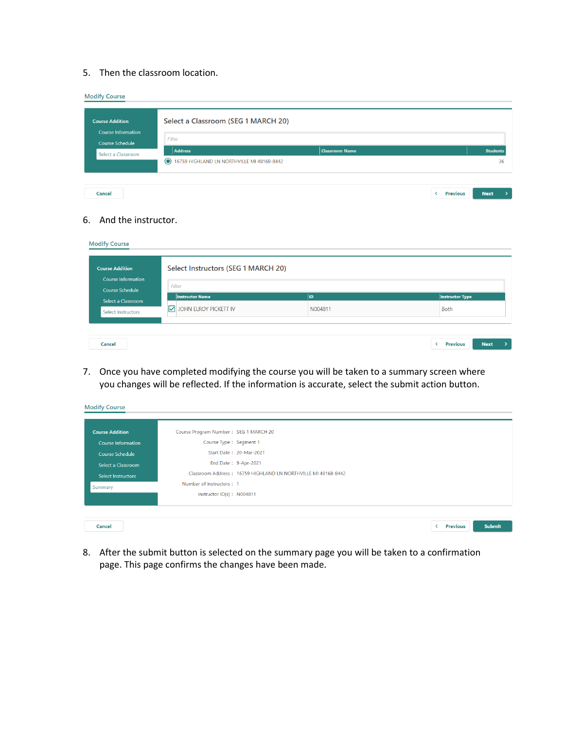5. Then the classroom location.

Modify Course

Course Addition
- Course Information
- Course Schedule
- Select a Classroom

Select a Classroom (SEG 1 MARCH 20)

Filter

| Address | Classroom Name | Students |
|---|---|---|
| 16759 HIGHLAND LN NORTHVILLE MI 48168-8442 | | 36 |

Cancel — Previous — Next

6. And the instructor.

Modify Course

Course Addition
- Course Information
- Course Schedule
- Select a Classroom
- Select Instructors

Select Instructors (SEG 1 MARCH 20)

Filter

| Instructor Name | ID | Instructor Type |
|---|---|---|
| JOHN ELROY PICKETT IV | N004811 | Both |

Cancel — Previous — Next

7. Once you have completed modifying the course you will be taken to a summary screen where you changes will be reflected. If the information is accurate, select the submit action button.

Modify Course

Course Addition
- Course Information
- Course Schedule
- Select a Classroom
- Select Instructors
- Summary

Course Program Number : SEG 1 MARCH 20
Course Type : Segment 1
Start Date : 20-Mar-2021
End Date : 9-Apr-2021
Classroom Address : 16759 HIGHLAND LN NORTHVILLE MI 48168-8442
Number of Instructors : 1
Instructor ID(s) : N004811

Cancel — Previous — Submit

8. After the submit button is selected on the summary page you will be taken to a confirmation page. This page confirms the changes have been made.